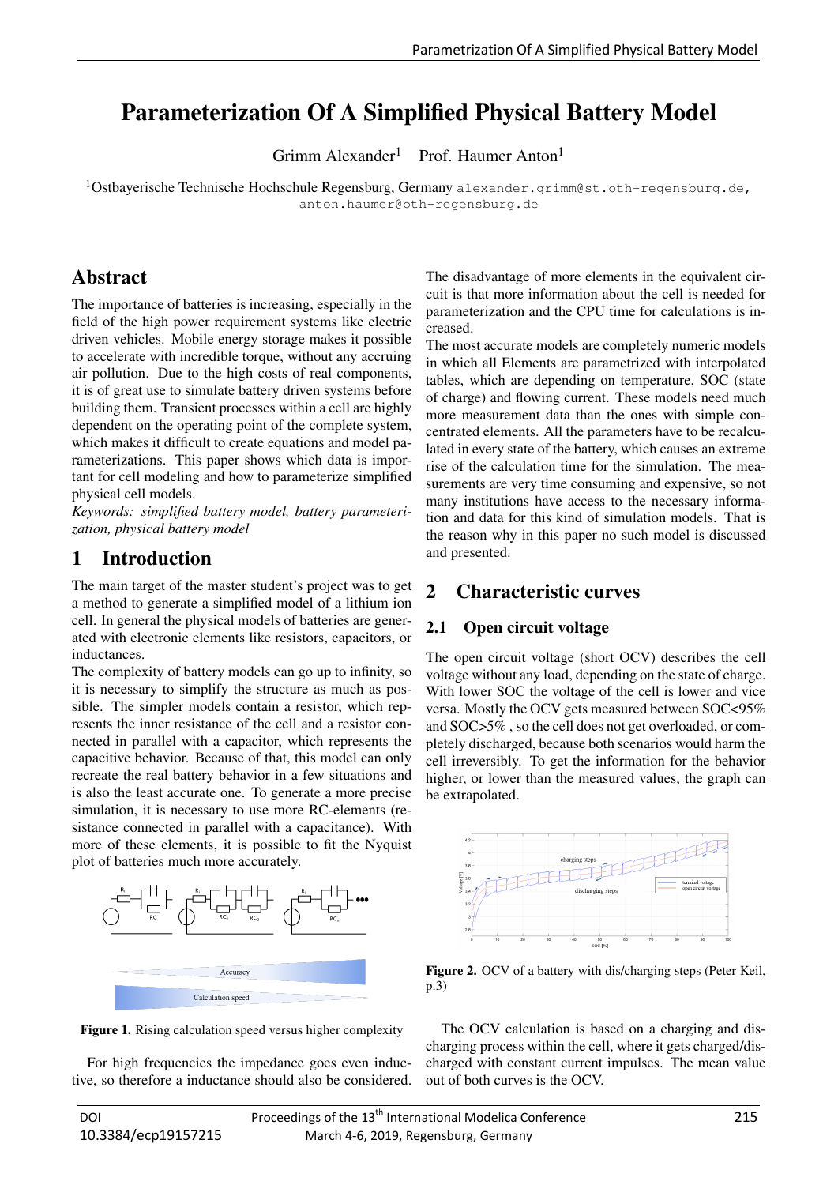# Parameterization Of A Simplified Physical Battery Model

Grimm Alexander[1] Prof. Haumer Anton[1]

[1]Ostbayerische Technische Hochschule Regensburg, Germany alexander.grimm@st.oth-regensburg.de, anton.haumer@oth-regensburg.de

## Abstract

The importance of batteries is increasing, especially in the field of the high power requirement systems like electric driven vehicles. Mobile energy storage makes it possible to accelerate with incredible torque, without any accruing air pollution. Due to the high costs of real components, it is of great use to simulate battery driven systems before building them. Transient processes within a cell are highly dependent on the operating point of the complete system, which makes it difficult to create equations and model parameterizations. This paper shows which data is important for cell modeling and how to parameterize simplified physical cell models.

*Keywords: simplified battery model, battery parameterization, physical battery model*

## 1 Introduction

The main target of the master student's project was to get a method to generate a simplified model of a lithium ion cell. In general the physical models of batteries are generated with electronic elements like resistors, capacitors, or inductances.

The complexity of battery models can go up to infinity, so it is necessary to simplify the structure as much as possible. The simpler models contain a resistor, which represents the inner resistance of the cell and a resistor connected in parallel with a capacitor, which represents the capacitive behavior. Because of that, this model can only recreate the real battery behavior in a few situations and is also the least accurate one. To generate a more precise simulation, it is necessary to use more RC-elements (resistance connected in parallel with a capacitance). With more of these elements, it is possible to fit the Nyquist plot of batteries much more accurately.

Ri RC Ri RC1 RC2 Ri RCn •••

Accuracy

Calculation speed

**Figure 1.** Rising calculation speed versus higher complexity

For high frequencies the impedance goes even inductive, so therefore a inductance should also be considered. The disadvantage of more elements in the equivalent circuit is that more information about the cell is needed for parameterization and the CPU time for calculations is increased.

The most accurate models are completely numeric models in which all Elements are parametrized with interpolated tables, which are depending on temperature, SOC (state of charge) and flowing current. These models need much more measurement data than the ones with simple concentrated elements. All the parameters have to be recalculated in every state of the battery, which causes an extreme rise of the calculation time for the simulation. The measurements are very time consuming and expensive, so not many institutions have access to the necessary information and data for this kind of simulation models. That is the reason why in this paper no such model is discussed and presented.

## 2 Characteristic curves

### 2.1 Open circuit voltage

The open circuit voltage (short OCV) describes the cell voltage without any load, depending on the state of charge. With lower SOC the voltage of the cell is lower and vice versa. Mostly the OCV gets measured between SOC<95% and SOC>5% , so the cell does not get overloaded, or completely discharged, because both scenarios would harm the cell irreversibly. To get the information for the behavior higher, or lower than the measured values, the graph can be extrapolated.

charging steps

discharging steps

terminal voltage

open circuit voltage

Voltage [V]

SOC [%]

**Figure 2.** OCV of a battery with dis/charging steps (Peter Keil, p.3)

The OCV calculation is based on a charging and discharging process within the cell, where it gets charged/discharged with constant current impulses. The mean value out of both curves is the OCV.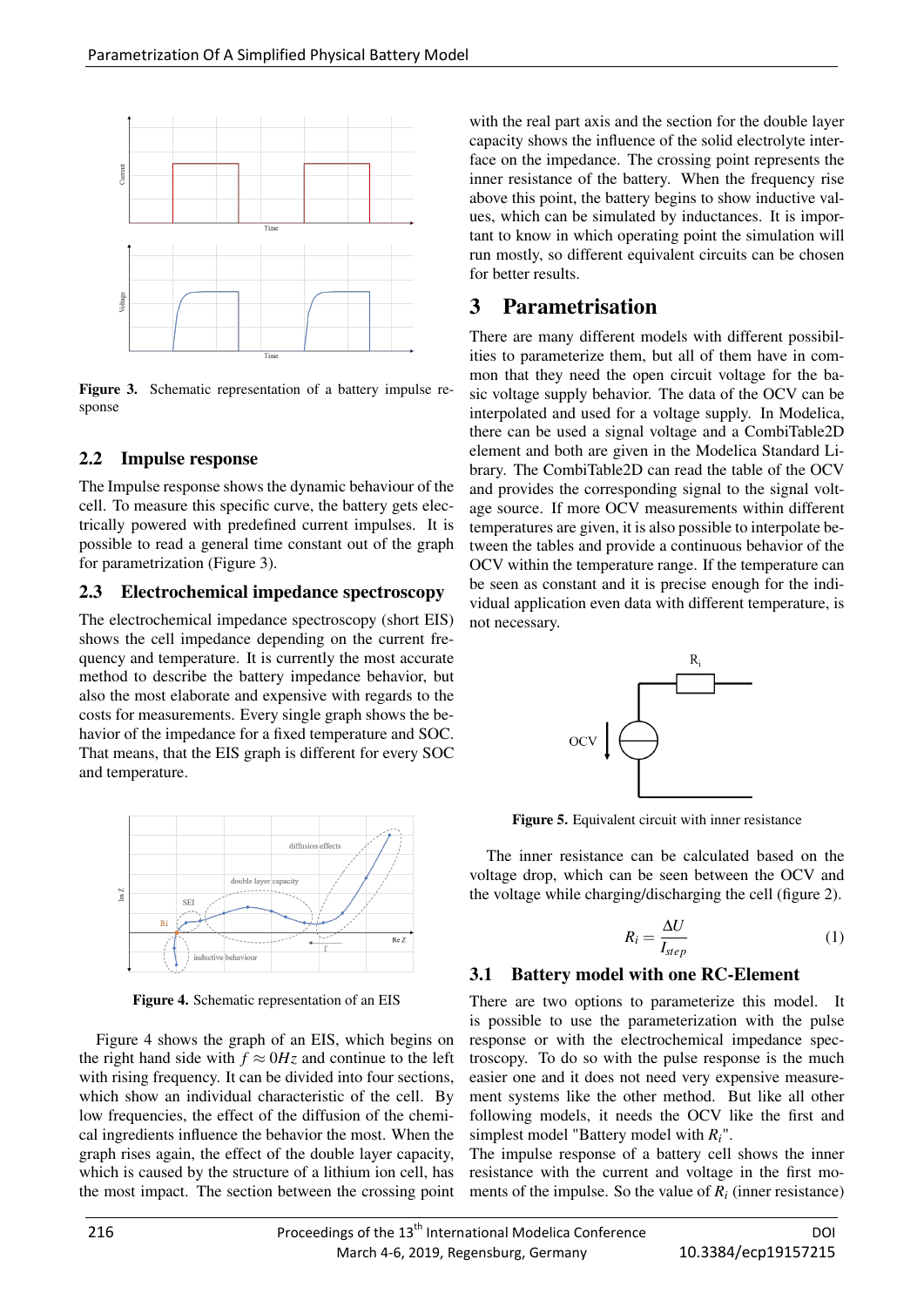Current

Time

Voltage

Time

**Figure 3.** Schematic representation of a battery impulse response

### 2.2 Impulse response

The Impulse response shows the dynamic behaviour of the cell. To measure this specific curve, the battery gets electrically powered with predefined current impulses. It is possible to read a general time constant out of the graph for parametrization (Figure 3).

### 2.3 Electrochemical impedance spectroscopy

The electrochemical impedance spectroscopy (short EIS) shows the cell impedance depending on the current frequency and temperature. It is currently the most accurate method to describe the battery impedance behavior, but also the most elaborate and expensive with regards to the costs for measurements. Every single graph shows the behavior of the impedance for a fixed temperature and SOC. That means, that the EIS graph is different for every SOC and temperature.

diffusion effects

double layer capacity

SEI

Ri

Im Z

Re Z

f

inductive behaviour

**Figure 4.** Schematic representation of an EIS

Figure 4 shows the graph of an EIS, which begins on the right hand side with $f \approx 0Hz$ and continue to the left with rising frequency. It can be divided into four sections, which show an individual characteristic of the cell. By low frequencies, the effect of the diffusion of the chemical ingredients influence the behavior the most. When the graph rises again, the effect of the double layer capacity, which is caused by the structure of a lithium ion cell, has the most impact. The section between the crossing point with the real part axis and the section for the double layer capacity shows the influence of the solid electrolyte interface on the impedance. The crossing point represents the inner resistance of the battery. When the frequency rise above this point, the battery begins to show inductive values, which can be simulated by inductances. It is important to know in which operating point the simulation will run mostly, so different equivalent circuits can be chosen for better results.

## 3 Parametrisation

There are many different models with different possibilities to parameterize them, but all of them have in common that they need the open circuit voltage for the basic voltage supply behavior. The data of the OCV can be interpolated and used for a voltage supply. In Modelica, there can be used a signal voltage and a CombiTable2D element and both are given in the Modelica Standard Library. The CombiTable2D can read the table of the OCV and provides the corresponding signal to the signal voltage source. If more OCV measurements within different temperatures are given, it is also possible to interpolate between the tables and provide a continuous behavior of the OCV within the temperature range. If the temperature can be seen as constant and it is precise enough for the individual application even data with different temperature, is not necessary.

$R_i$

OCV

**Figure 5.** Equivalent circuit with inner resistance

The inner resistance can be calculated based on the voltage drop, which can be seen between the OCV and the voltage while charging/discharging the cell (figure 2).

$$R_i = \frac{\Delta U}{I_{step}} \tag{1}$$

### 3.1 Battery model with one RC-Element

There are two options to parameterize this model. It is possible to use the parameterization with the pulse response or with the electrochemical impedance spectroscopy. To do so with the pulse response is the much easier one and it does not need very expensive measurement systems like the other method. But like all other following models, it needs the OCV like the first and simplest model "Battery model with $R_i$".

The impulse response of a battery cell shows the inner resistance with the current and voltage in the first moments of the impulse. So the value of $R_i$ (inner resistance)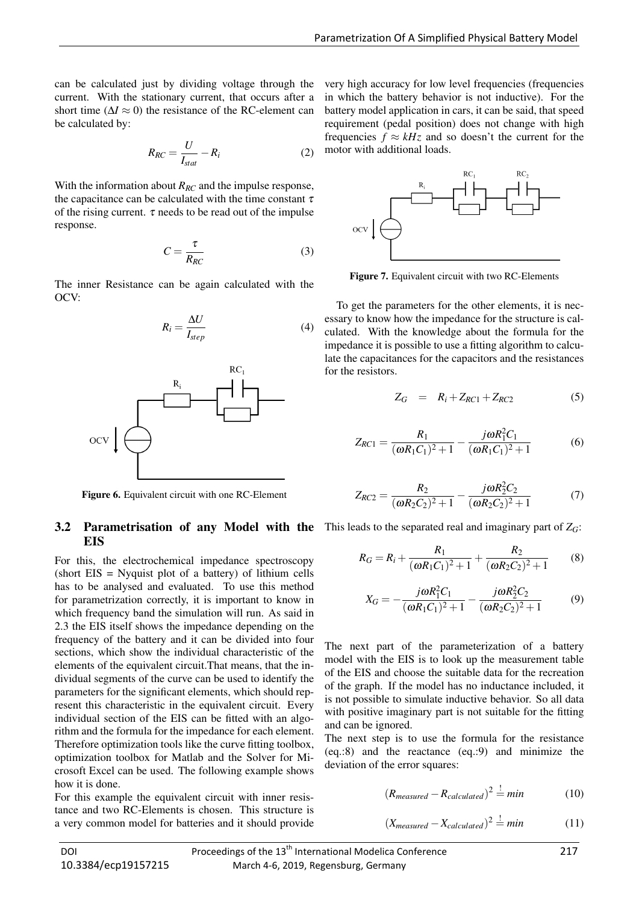can be calculated just by dividing voltage through the current. With the stationary current, that occurs after a short time ($\Delta I \approx 0$) the resistance of the RC-element can be calculated by:

$$R_{RC} = \frac{U}{I_{stat}} - R_i \tag{2}$$

With the information about $R_{RC}$ and the impulse response, the capacitance can be calculated with the time constant $\tau$ of the rising current. $\tau$ needs to be read out of the impulse response.

$$C = \frac{\tau}{R_{RC}} \tag{3}$$

The inner Resistance can be again calculated with the OCV:

$$R_i = \frac{\Delta U}{I_{step}} \tag{4}$$

OCV
$R_i$
$RC_1$

**Figure 6.** Equivalent circuit with one RC-Element

## 3.2 Parametrisation of any Model with the EIS

For this, the electrochemical impedance spectroscopy (short EIS = Nyquist plot of a battery) of lithium cells has to be analysed and evaluated. To use this method for parametrization correctly, it is important to know in which frequency band the simulation will run. As said in 2.3 the EIS itself shows the impedance depending on the frequency of the battery and it can be divided into four sections, which show the individual characteristic of the elements of the equivalent circuit.That means, that the individual segments of the curve can be used to identify the parameters for the significant elements, which should represent this characteristic in the equivalent circuit. Every individual section of the EIS can be fitted with an algorithm and the formula for the impedance for each element. Therefore optimization tools like the curve fitting toolbox, optimization toolbox for Matlab and the Solver for Microsoft Excel can be used. The following example shows how it is done.

For this example the equivalent circuit with inner resistance and two RC-Elements is chosen. This structure is a very common model for batteries and it should provide very high accuracy for low level frequencies (frequencies in which the battery behavior is not inductive). For the battery model application in cars, it can be said, that speed requirement (pedal position) does not change with high frequencies $f \approx kHz$ and so doesn't the current for the motor with additional loads.

OCV
$R_i$
$RC_1$
$RC_2$

**Figure 7.** Equivalent circuit with two RC-Elements

To get the parameters for the other elements, it is necessary to know how the impedance for the structure is calculated. With the knowledge about the formula for the impedance it is possible to use a fitting algorithm to calculate the capacitances for the capacitors and the resistances for the resistors.

$$Z_G = R_i + Z_{RC1} + Z_{RC2} \tag{5}$$

$$Z_{RC1} = \frac{R_1}{(\omega R_1 C_1)^2 + 1} - \frac{j\omega R_1^2 C_1}{(\omega R_1 C_1)^2 + 1} \tag{6}$$

$$Z_{RC2} = \frac{R_2}{(\omega R_2 C_2)^2 + 1} - \frac{j\omega R_2^2 C_2}{(\omega R_2 C_2)^2 + 1} \tag{7}$$

This leads to the separated real and imaginary part of $Z_G$:

$$R_G = R_i + \frac{R_1}{(\omega R_1 C_1)^2 + 1} + \frac{R_2}{(\omega R_2 C_2)^2 + 1} \tag{8}$$

$$X_G = -\frac{j\omega R_1^2 C_1}{(\omega R_1 C_1)^2 + 1} - \frac{j\omega R_2^2 C_2}{(\omega R_2 C_2)^2 + 1} \tag{9}$$

The next part of the parameterization of a battery model with the EIS is to look up the measurement table of the EIS and choose the suitable data for the recreation of the graph. If the model has no inductance included, it is not possible to simulate inductive behavior. So all data with positive imaginary part is not suitable for the fitting and can be ignored.

The next step is to use the formula for the resistance (eq.:8) and the reactance (eq.:9) and minimize the deviation of the error squares:

$$(R_{measured} - R_{calculated})^2 \stackrel{!}{=} min \tag{10}$$

$$(X_{measured} - X_{calculated})^2 \stackrel{!}{=} min \tag{11}$$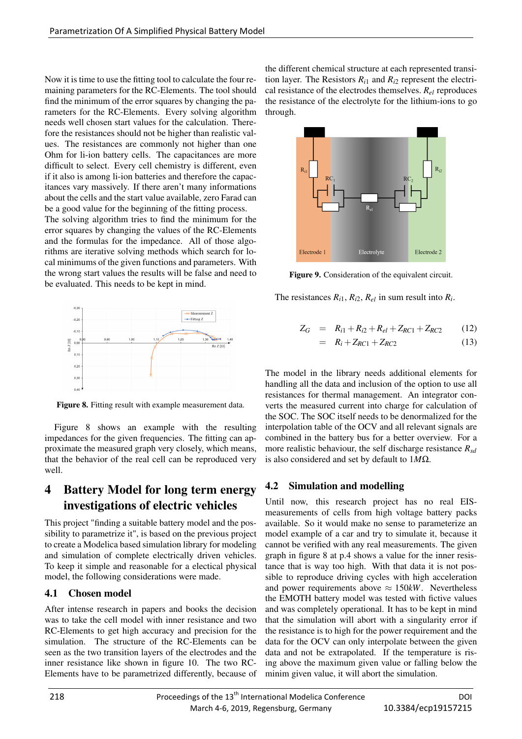Now it is time to use the fitting tool to calculate the four remaining parameters for the RC-Elements. The tool should find the minimum of the error squares by changing the parameters for the RC-Elements. Every solving algorithm needs well chosen start values for the calculation. Therefore the resistances should not be higher than realistic values. The resistances are commonly not higher than one Ohm for li-ion battery cells. The capacitances are more difficult to select. Every cell chemistry is different, even if it also is among li-ion batteries and therefore the capacitances vary massively. If there aren't many informations about the cells and the start value available, zero Farad can be a good value for the beginning of the fitting process.
The solving algorithm tries to find the minimum for the error squares by changing the values of the RC-Elements and the formulas for the impedance. All of those algorithms are iterative solving methods which search for local minimums of the given functions and parameters. With the wrong start values the results will be false and need to be evaluated. This needs to be kept in mind.

**Figure 8.** Fitting result with example measurement data.

Figure 8 shows an example with the resulting impedances for the given frequencies. The fitting can approximate the measured graph very closely, which means, that the behavior of the real cell can be reproduced very well.

# 4 Battery Model for long term energy investigations of electric vehicles

This project "finding a suitable battery model and the possibility to parametrize it", is based on the previous project to create a Modelica based simulation library for modeling and simulation of complete electrically driven vehicles. To keep it simple and reasonable for a electical physical model, the following considerations were made.

## 4.1 Chosen model

After intense research in papers and books the decision was to take the cell model with inner resistance and two RC-Elements to get high accuracy and precision for the simulation. The structure of the RC-Elements can be seen as the two transition layers of the electrodes and the inner resistance like shown in figure 10. The two RC-Elements have to be parametrized differently, because of the different chemical structure at each represented transition layer. The Resistors $R_{i1}$ and $R_{i2}$ represent the electrical resistance of the electrodes themselves. $R_{el}$ reproduces the resistance of the electrolyte for the lithium-ions to go through.

**Figure 9.** Consideration of the equivalent circuit.

The resistances $R_{i1}$, $R_{i2}$, $R_{el}$ in sum result into $R_i$.

$$
\begin{aligned}
Z_G &= R_{i1} + R_{i2} + R_{el} + Z_{RC1} + Z_{RC2} \qquad (12)\\
&= R_i + Z_{RC1} + Z_{RC2} \qquad (13)
\end{aligned}
$$

The model in the library needs additional elements for handling all the data and inclusion of the option to use all resistances for thermal management. An integrator converts the measured current into charge for calculation of the SOC. The SOC itself needs to be denormalized for the interpolation table of the OCV and all relevant signals are combined in the battery bus for a better overview. For a more realistic behaviour, the self discharge resistance $R_{sd}$ is also considered and set by default to $1M\Omega$.

## 4.2 Simulation and modelling

Until now, this research project has no real EIS-measurements of cells from high voltage battery packs available. So it would make no sense to parameterize an model example of a car and try to simulate it, because it cannot be verified with any real measurements. The given graph in figure 8 at p.4 shows a value for the inner resistance that is way too high. With that data it is not possible to reproduce driving cycles with high acceleration and power requirements above $\approx 150kW$. Nevertheless the EMOTH battery model was tested with fictive values and was completely operational. It has to be kept in mind that the simulation will abort with a singularity error if the resistance is to high for the power requirement and the data for the OCV can only interpolate between the given data and not be extrapolated. If the temperature is rising above the maximum given value or falling below the minim given value, it will abort the simulation.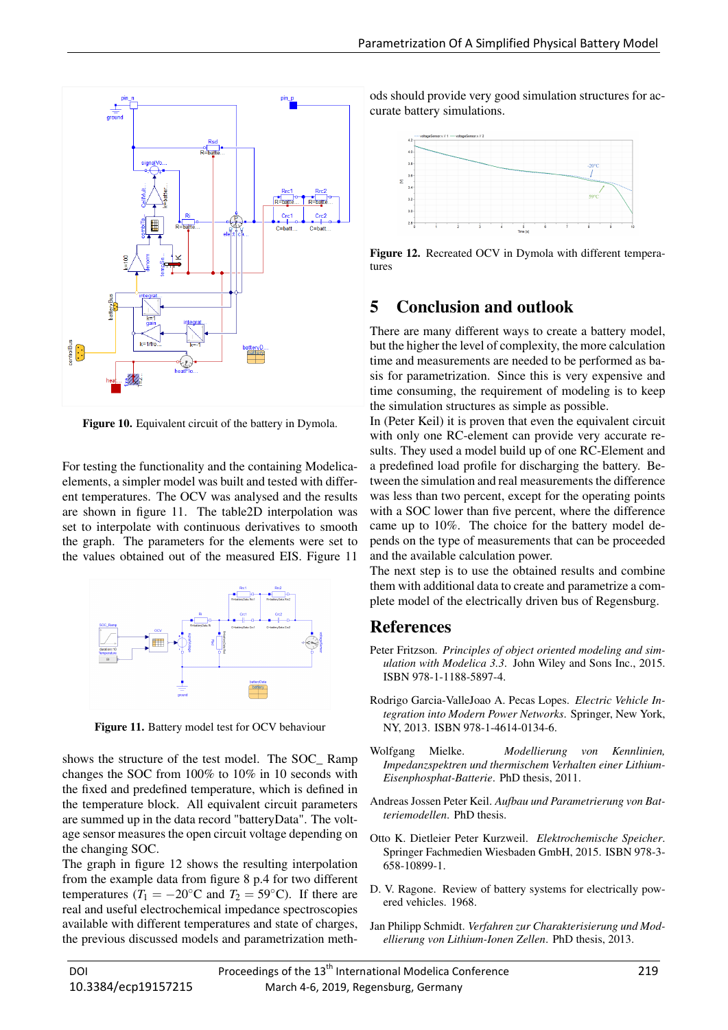Figure 10. Equivalent circuit of the battery in Dymola.

For testing the functionality and the containing Modelica-elements, a simpler model was built and tested with different temperatures. The OCV was analysed and the results are shown in figure 11. The table2D interpolation was set to interpolate with continuous derivatives to smooth the graph. The parameters for the elements were set to the values obtained out of the measured EIS. Figure 11

Figure 11. Battery model test for OCV behaviour

shows the structure of the test model. The SOC_ Ramp changes the SOC from 100% to 10% in 10 seconds with the fixed and predefined temperature, which is defined in the temperature block. All equivalent circuit parameters are summed up in the data record "batteryData". The voltage sensor measures the open circuit voltage depending on the changing SOC.

The graph in figure 12 shows the resulting interpolation from the example data from figure 8 p.4 for two different temperatures ($T_1 = -20°\text{C}$ and $T_2 = 59°\text{C}$). If there are real and useful electrochemical impedance spectroscopies available with different temperatures and state of charges, the previous discussed models and parametrization methods should provide very good simulation structures for accurate battery simulations.

Figure 12. Recreated OCV in Dymola with different temperatures

## 5 Conclusion and outlook

There are many different ways to create a battery model, but the higher the level of complexity, the more calculation time and measurements are needed to be performed as basis for parametrization. Since this is very expensive and time consuming, the requirement of modeling is to keep the simulation structures as simple as possible.

In (Peter Keil) it is proven that even the equivalent circuit with only one RC-element can provide very accurate results. They used a model build up of one RC-Element and a predefined load profile for discharging the battery. Between the simulation and real measurements the difference was less than two percent, except for the operating points with a SOC lower than five percent, where the difference came up to 10%. The choice for the battery model depends on the type of measurements that can be proceeded and the available calculation power.

The next step is to use the obtained results and combine them with additional data to create and parametrize a complete model of the electrically driven bus of Regensburg.

## References

Peter Fritzson. *Principles of object oriented modeling and simulation with Modelica 3.3*. John Wiley and Sons Inc., 2015. ISBN 978-1-1188-5897-4.

Rodrigo Garcia-ValleJoao A. Pecas Lopes. *Electric Vehicle Integration into Modern Power Networks*. Springer, New York, NY, 2013. ISBN 978-1-4614-0134-6.

Wolfgang Mielke. *Modellierung von Kennlinien, Impedanzspektren und thermischem Verhalten einer Lithium-Eisenphosphat-Batterie*. PhD thesis, 2011.

Andreas Jossen Peter Keil. *Aufbau und Parametrierung von Batteriemodellen*. PhD thesis.

Otto K. Dietleier Peter Kurzweil. *Elektrochemische Speicher*. Springer Fachmedien Wiesbaden GmbH, 2015. ISBN 978-3-658-10899-1.

D. V. Ragone. Review of battery systems for electrically powered vehicles. 1968.

Jan Philipp Schmidt. *Verfahren zur Charakterisierung und Modellierung von Lithium-Ionen Zellen*. PhD thesis, 2013.